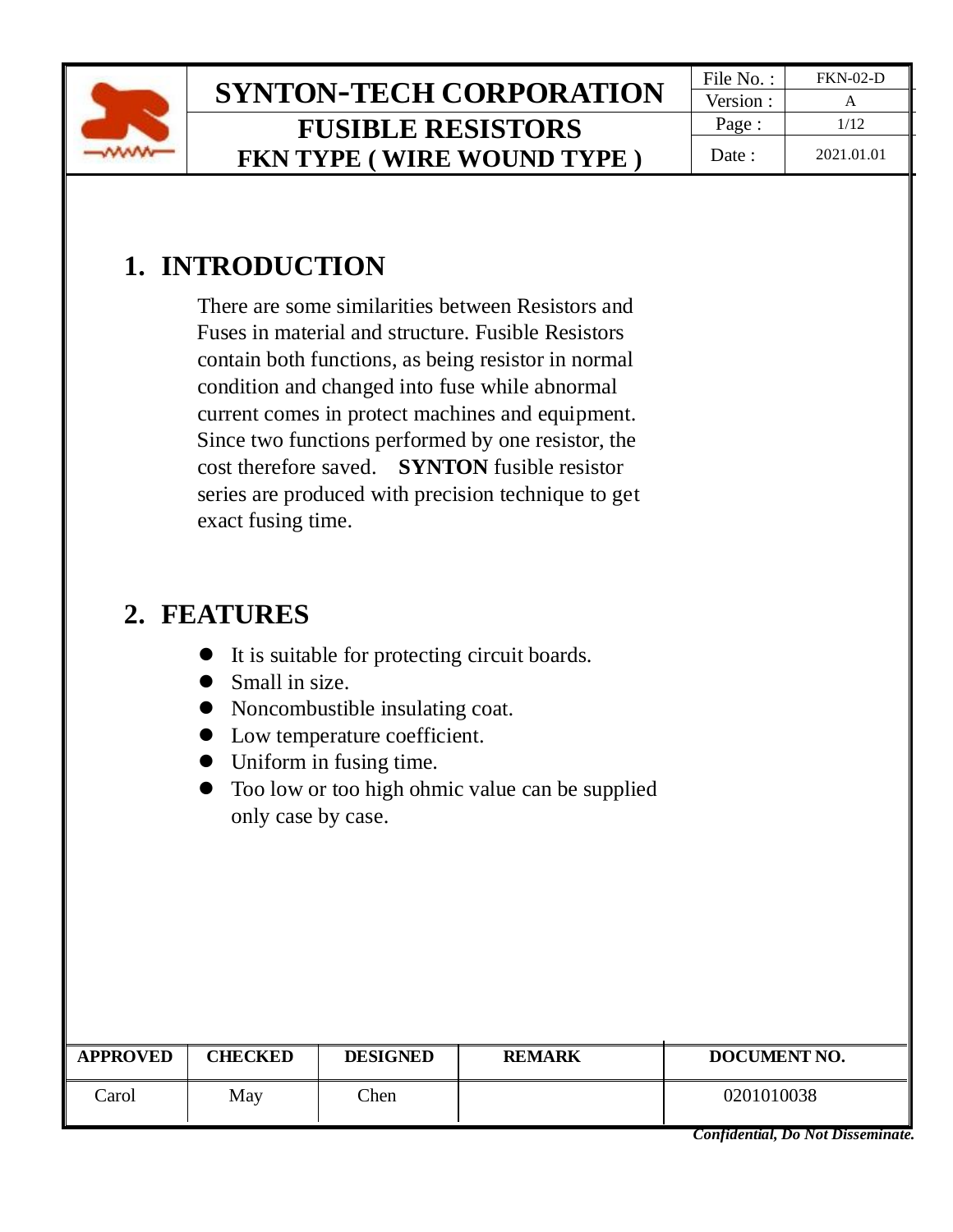# SYNTON-TECH CORPORATION

## FUSIBLE RESISTORS

## FKN TYPE ( WIRE WOUND TYPE )

| File No. : | FKN-02-D |
|---|---|
| Version : | A |
| Date : | 2021.01.01 |

## 1. INTRODUCTION

There are some similarities between Resistors and Fuses in material and structure. Fusible Resistors contain both functions, as being resistor in normal condition and changed into fuse while abnormal current comes in protect machines and equipment. Since two functions performed by one resistor, the cost therefore saved. **SYNTON** fusible resistor series are produced with precision technique to get exact fusing time.

## 2. FEATURES

- It is suitable for protecting circuit boards.
- Small in size.
- Noncombustible insulating coat.
- Low temperature coefficient.
- Uniform in fusing time.
- Too low or too high ohmic value can be supplied only case by case.

| APPROVED | CHECKED | DESIGNED | REMARK | DOCUMENT NO. |
|---|---|---|---|---|
| Carol | May | Chen | | 0201010038 |

***Confidential, Do Not Disseminate.***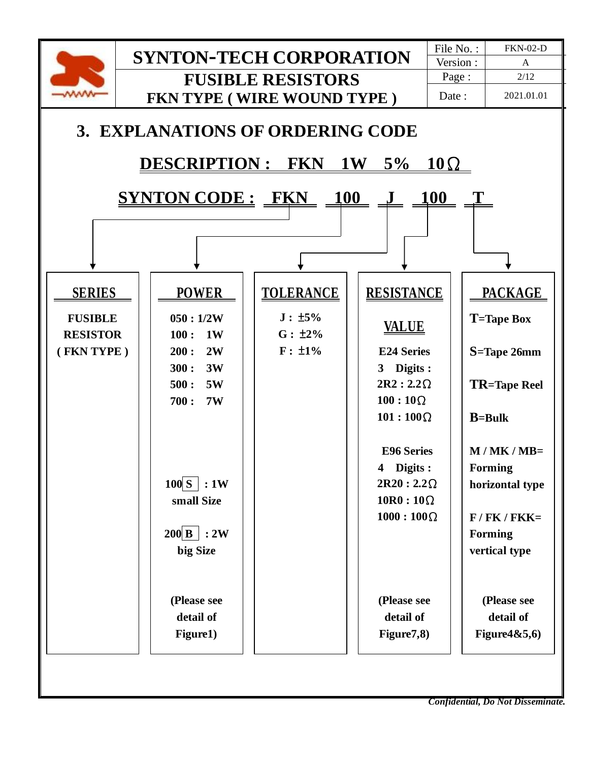## 3. EXPLANATIONS OF ORDERING CODE

**DESCRIPTION : FKN 1W 5% 10Ω**

**SYNTON CODE : FKN 100 J 100 T**

| SERIES | POWER | TOLERANCE | RESISTANCE | PACKAGE |
|---|---|---|---|---|
| FUSIBLE RESISTOR ( FKN TYPE ) | 050 : 1/2W<br>100 : 1W<br>200 : 2W<br>300 : 3W<br>500 : 5W<br>700 : 7W<br><br>100 S : 1W small Size<br><br>200 B : 2W big Size<br><br>(Please see detail of Figure1) | J : ±5%<br>G : ±2%<br>F : ±1% | VALUE<br><br>E24 Series<br>3 Digits :<br>2R2 : 2.2Ω<br>100 : 10Ω<br>101 : 100Ω<br><br>E96 Series<br>4 Digits :<br>2R20 : 2.2Ω<br>10R0 : 10Ω<br>1000 : 100Ω<br><br>(Please see detail of Figure7,8) | T=Tape Box<br><br>S=Tape 26mm<br><br>TR=Tape Reel<br><br>B=Bulk<br><br>M / MK / MB= Forming horizontal type<br><br>F / FK / FKK= Forming vertical type<br><br>(Please see detail of Figure4&5,6) |

*Confidential, Do Not Disseminate.*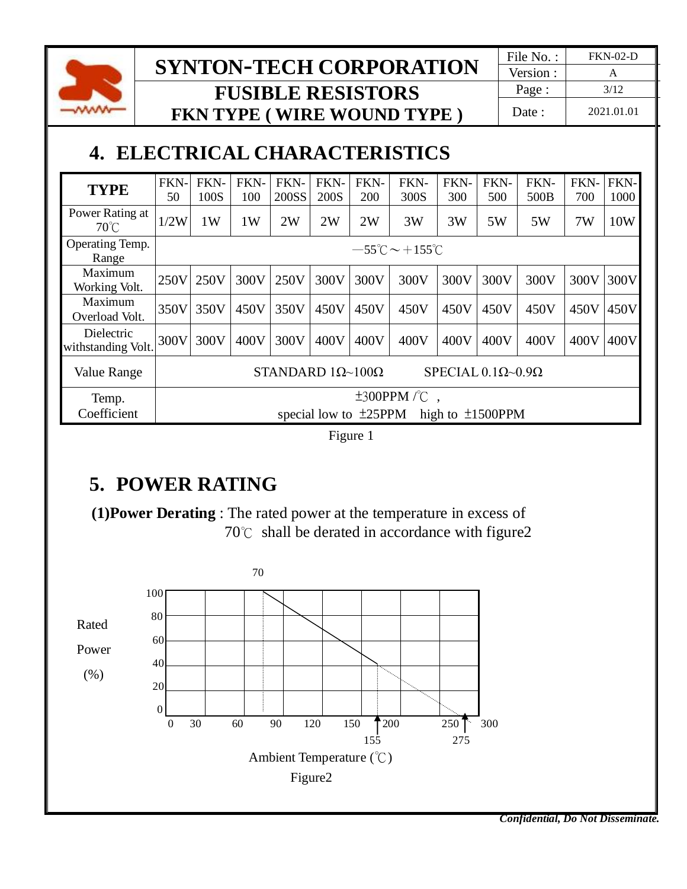## 4. ELECTRICAL CHARACTERISTICS

| TYPE | FKN-50 | FKN-100S | FKN-100 | FKN-200SS | FKN-200S | FKN-200 | FKN-300S | FKN-300 | FKN-500 | FKN-500B | FKN-700 | FKN-1000 |
|---|---|---|---|---|---|---|---|---|---|---|---|---|
| Power Rating at 70℃ | 1/2W | 1W | 1W | 2W | 2W | 2W | 3W | 3W | 5W | 5W | 7W | 10W |
| Operating Temp. Range | －55℃～＋155℃ | | | | | | | | | | | |
| Maximum Working Volt. | 250V | 250V | 300V | 250V | 300V | 300V | 300V | 300V | 300V | 300V | 300V | 300V |
| Maximum Overload Volt. | 350V | 350V | 450V | 350V | 450V | 450V | 450V | 450V | 450V | 450V | 450V | 450V |
| Dielectric withstanding Volt. | 300V | 300V | 400V | 300V | 400V | 400V | 400V | 400V | 400V | 400V | 400V | 400V |
| Value Range | STANDARD 1Ω~100Ω SPECIAL 0.1Ω~0.9Ω | | | | | | | | | | | |
| Temp. Coefficient | ±300PPM /℃ , special low to ±25PPM high to ±1500PPM | | | | | | | | | | | |

Figure 1

## 5. POWER RATING

**(1)Power Derating** : The rated power at the temperature in excess of 70℃ shall be derated in accordance with figure2

Figure2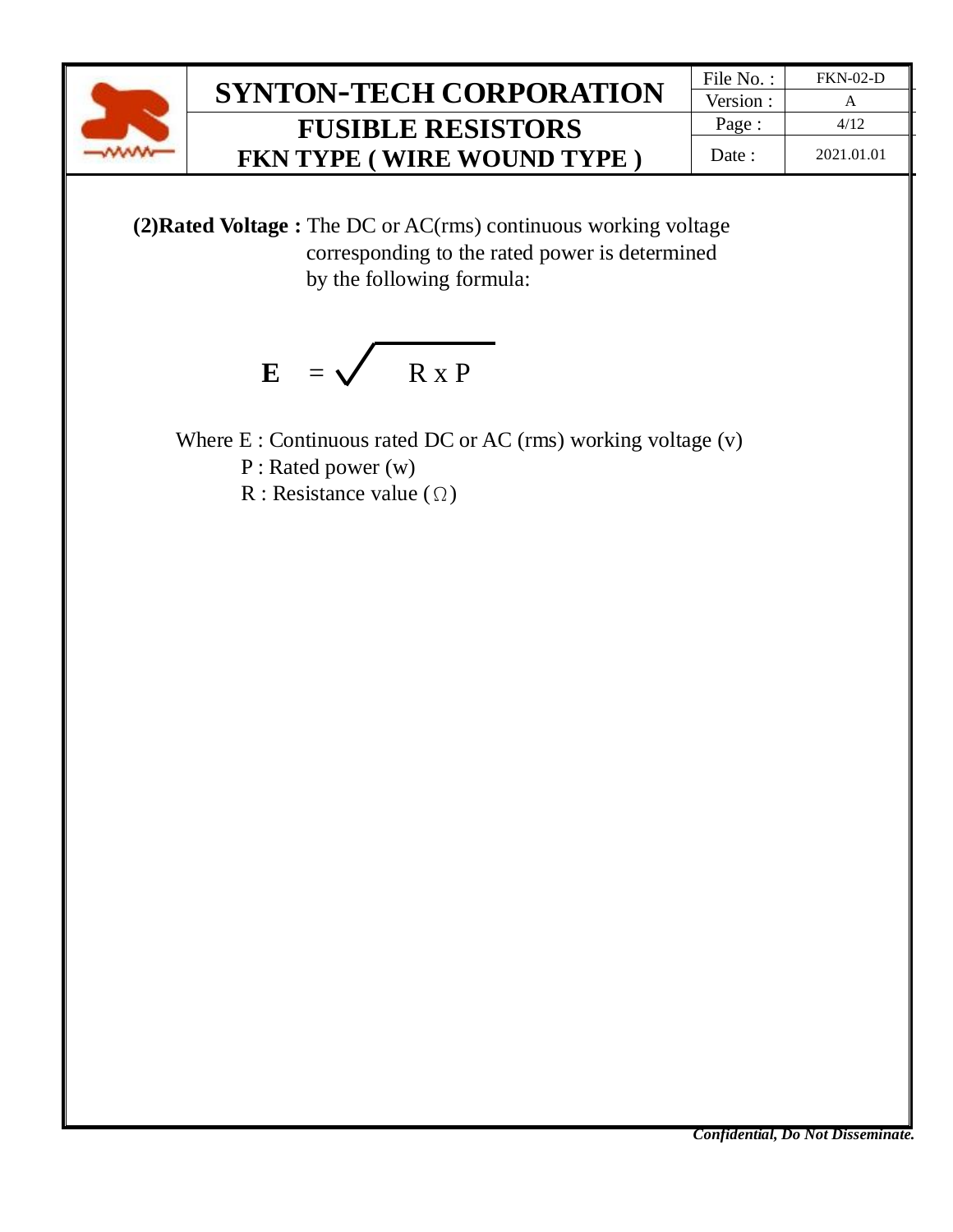**(2)Rated Voltage :** The DC or AC(rms) continuous working voltage corresponding to the rated power is determined by the following formula:

$$\mathbf{E} = \sqrt{R \times P}$$

Where E : Continuous rated DC or AC (rms) working voltage (v)

P : Rated power (w)

R : Resistance value (Ω)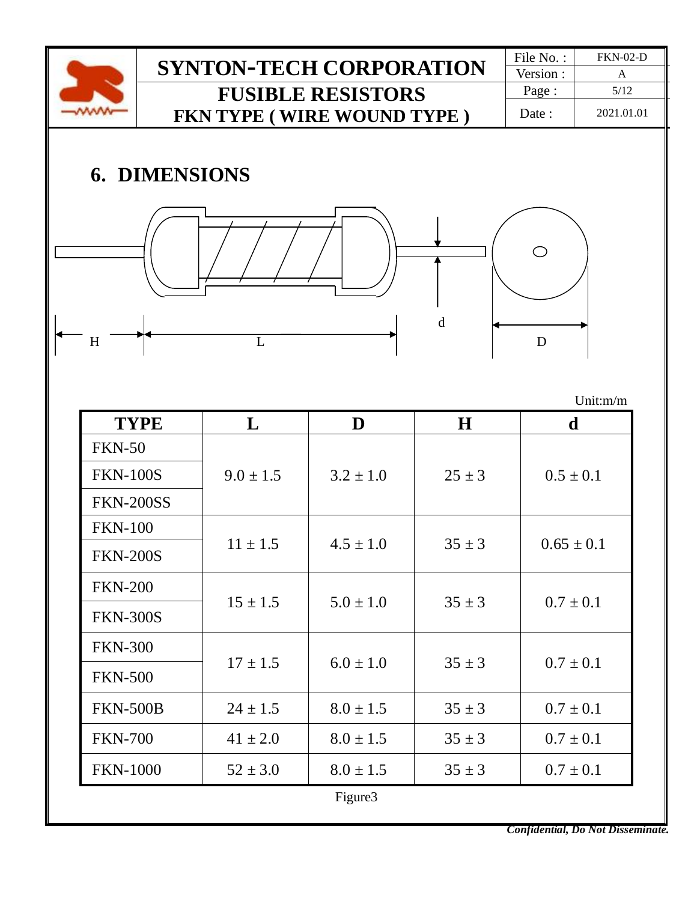## 6. DIMENSIONS

Unit:m/m

| TYPE | L | D | H | d |
|---|---|---|---|---|
| FKN-50 | 9.0 ± 1.5 | 3.2 ± 1.0 | 25 ± 3 | 0.5 ± 0.1 |
| FKN-100S | | | | |
| FKN-200SS | | | | |
| FKN-100 | 11 ± 1.5 | 4.5 ± 1.0 | 35 ± 3 | 0.65 ± 0.1 |
| FKN-200S | | | | |
| FKN-200 | 15 ± 1.5 | 5.0 ± 1.0 | 35 ± 3 | 0.7 ± 0.1 |
| FKN-300S | | | | |
| FKN-300 | 17 ± 1.5 | 6.0 ± 1.0 | 35 ± 3 | 0.7 ± 0.1 |
| FKN-500 | | | | |
| FKN-500B | 24 ± 1.5 | 8.0 ± 1.5 | 35 ± 3 | 0.7 ± 0.1 |
| FKN-700 | 41 ± 2.0 | 8.0 ± 1.5 | 35 ± 3 | 0.7 ± 0.1 |
| FKN-1000 | 52 ± 3.0 | 8.0 ± 1.5 | 35 ± 3 | 0.7 ± 0.1 |

Figure3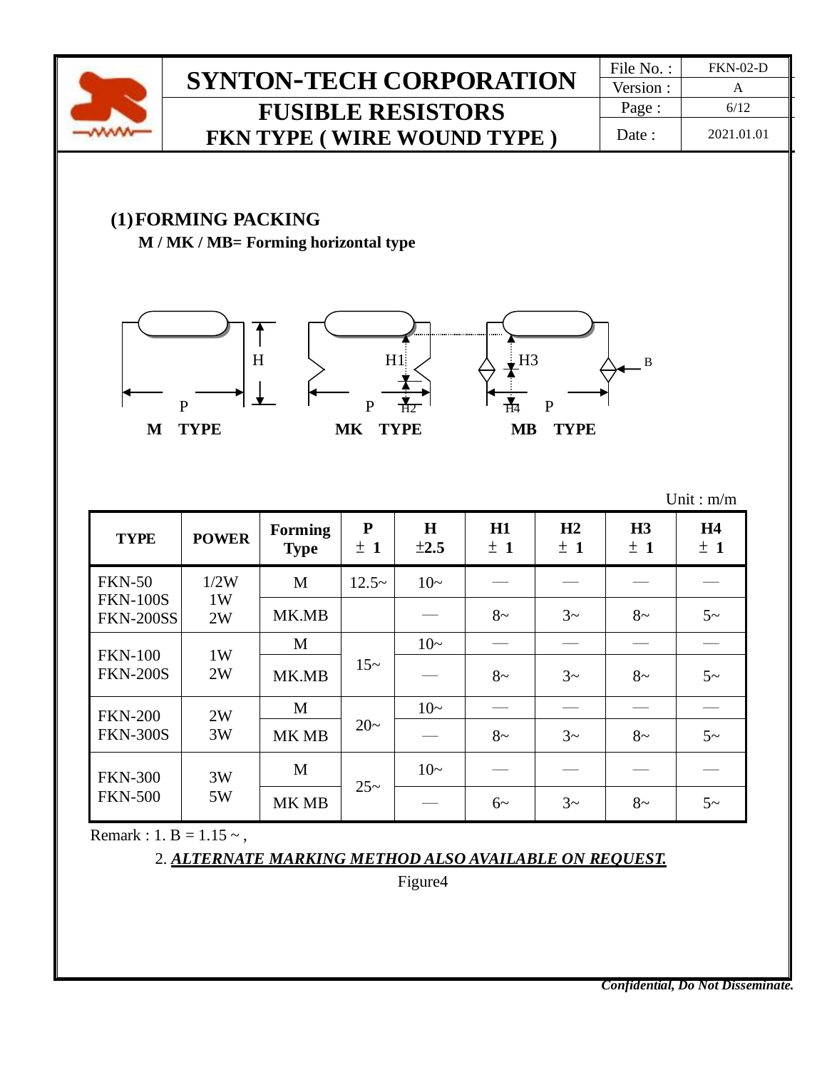## (1) FORMING PACKING

**M / MK / MB= Forming horizontal type**

M TYPE    MK TYPE    MB TYPE

Unit : m/m

| TYPE | POWER | Forming Type | P ± 1 | H ±2.5 | H1 ± 1 | H2 ± 1 | H3 ± 1 | H4 ± 1 |
|---|---|---|---|---|---|---|---|---|
| FKN-50<br>FKN-100S<br>FKN-200SS | 1/2W<br>1W<br>2W | M | 12.5~ | 10~ | — | — | — | — |
| | | MK.MB | | — | 8~ | 3~ | 8~ | 5~ |
| FKN-100<br>FKN-200S | 1W<br>2W | M | 15~ | 10~ | — | — | — | — |
| | | MK.MB | | — | 8~ | 3~ | 8~ | 5~ |
| FKN-200<br>FKN-300S | 2W<br>3W | M | 20~ | 10~ | — | — | — | — |
| | | MK MB | | — | 8~ | 3~ | 8~ | 5~ |
| FKN-300<br>FKN-500 | 3W<br>5W | M | 25~ | 10~ | — | — | — | — |
| | | MK MB | | — | 6~ | 3~ | 8~ | 5~ |

Remark : 1. B = 1.15 ~ ,

2. ***ALTERNATE MARKING METHOD ALSO AVAILABLE ON REQUEST.***

Figure4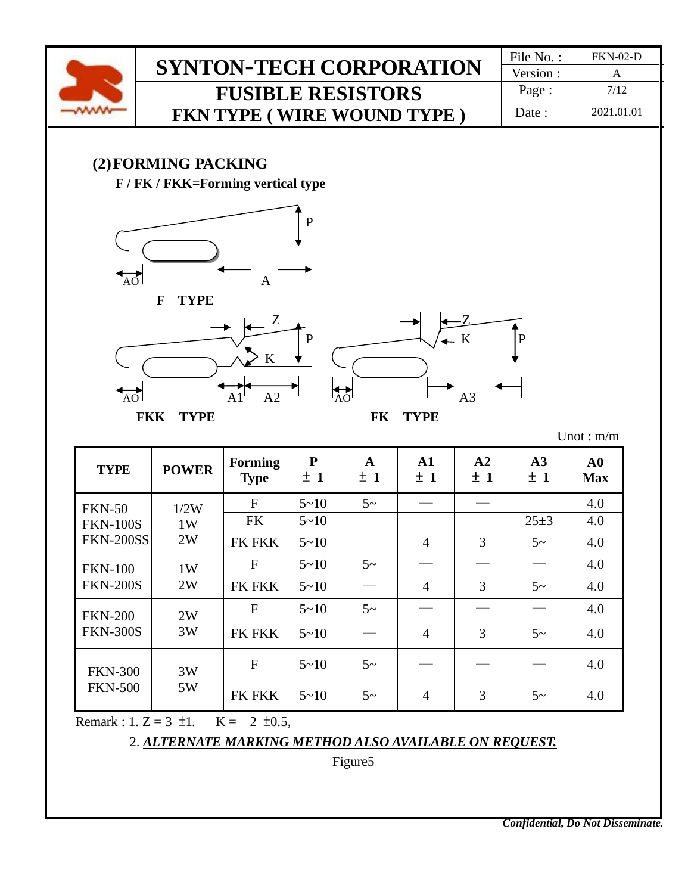## (2) FORMING PACKING

**F / FK / FKK=Forming vertical type**

F TYPE

FKK TYPE

FK TYPE

Unot : m/m

| TYPE | POWER | Forming Type | P ± 1 | A ± 1 | A1 ± 1 | A2 ± 1 | A3 ± 1 | A0 Max |
|---|---|---|---|---|---|---|---|---|
| FKN-50<br>FKN-100S<br>FKN-200SS | 1/2W<br>1W<br>2W | F | 5~10 | 5~ | — | — | | 4.0 |
| | | FK | 5~10 | | | | 25±3 | 4.0 |
| | | FK FKK | 5~10 | | 4 | 3 | 5~ | 4.0 |
| FKN-100<br>FKN-200S | 1W<br>2W | F | 5~10 | 5~ | — | — | — | 4.0 |
| | | FK FKK | 5~10 | — | 4 | 3 | 5~ | 4.0 |
| FKN-200<br>FKN-300S | 2W<br>3W | F | 5~10 | 5~ | — | — | — | 4.0 |
| | | FK FKK | 5~10 | — | 4 | 3 | 5~ | 4.0 |
| FKN-300<br>FKN-500 | 3W<br>5W | F | 5~10 | 5~ | — | — | — | 4.0 |
| | | FK FKK | 5~10 | 5~ | 4 | 3 | 5~ | 4.0 |

Remark : 1. Z = 3 ±1. K = 2 ±0.5,

2. ***ALTERNATE MARKING METHOD ALSO AVAILABLE ON REQUEST.***

Figure5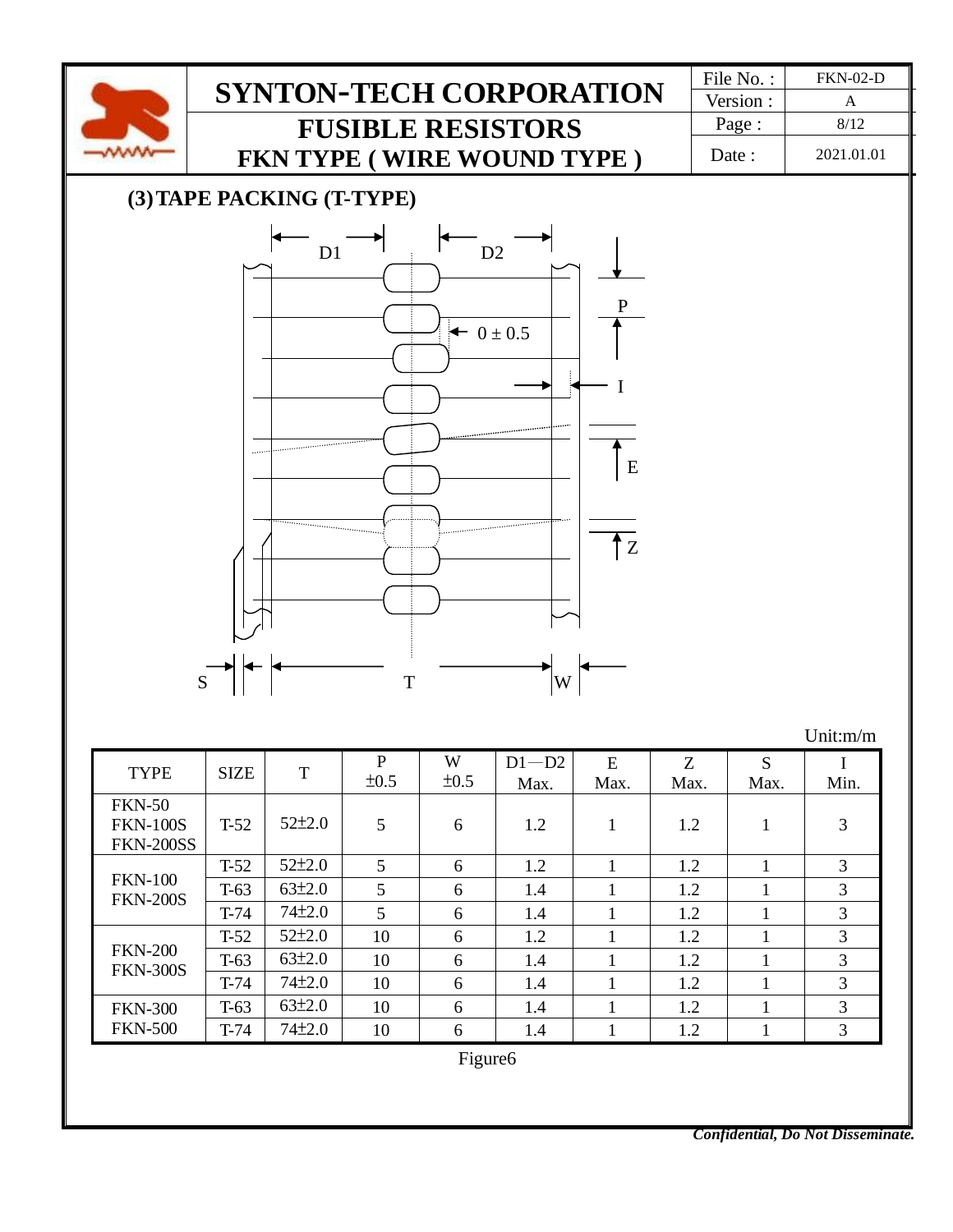## (3) TAPE PACKING (T-TYPE)

Unit:m/m

| TYPE | SIZE | T | P ±0.5 | W ±0.5 | D1—D2 Max. | E Max. | Z Max. | S Max. | I Min. |
|---|---|---|---|---|---|---|---|---|---|
| FKN-50 FKN-100S FKN-200SS | T-52 | 52±2.0 | 5 | 6 | 1.2 | 1 | 1.2 | 1 | 3 |
| FKN-100 FKN-200S | T-52 | 52±2.0 | 5 | 6 | 1.2 | 1 | 1.2 | 1 | 3 |
| | T-63 | 63±2.0 | 5 | 6 | 1.4 | 1 | 1.2 | 1 | 3 |
| | T-74 | 74±2.0 | 5 | 6 | 1.4 | 1 | 1.2 | 1 | 3 |
| FKN-200 FKN-300S | T-52 | 52±2.0 | 10 | 6 | 1.2 | 1 | 1.2 | 1 | 3 |
| | T-63 | 63±2.0 | 10 | 6 | 1.4 | 1 | 1.2 | 1 | 3 |
| | T-74 | 74±2.0 | 10 | 6 | 1.4 | 1 | 1.2 | 1 | 3 |
| FKN-300 FKN-500 | T-63 | 63±2.0 | 10 | 6 | 1.4 | 1 | 1.2 | 1 | 3 |
| | T-74 | 74±2.0 | 10 | 6 | 1.4 | 1 | 1.2 | 1 | 3 |

Figure6

*Confidential, Do Not Disseminate.*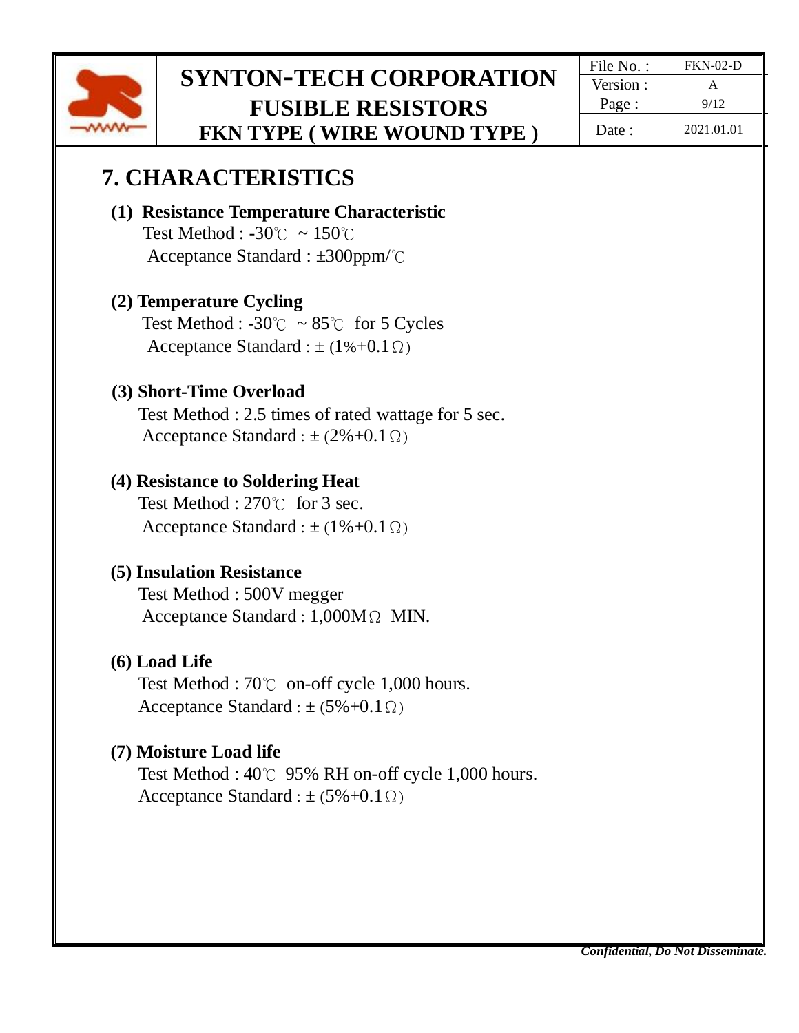## 7. CHARACTERISTICS

**(1) Resistance Temperature Characteristic**

Test Method : -30℃ ~ 150℃

Acceptance Standard : ±300ppm/℃

**(2) Temperature Cycling**

Test Method : -30℃ ~ 85℃ for 5 Cycles

Acceptance Standard : ± (1%+0.1Ω)

**(3) Short-Time Overload**

Test Method : 2.5 times of rated wattage for 5 sec.

Acceptance Standard : ± (2%+0.1Ω)

**(4) Resistance to Soldering Heat**

Test Method : 270℃ for 3 sec.

Acceptance Standard : ± (1%+0.1Ω)

**(5) Insulation Resistance**

Test Method : 500V megger

Acceptance Standard : 1,000MΩ MIN.

**(6) Load Life**

Test Method : 70℃ on-off cycle 1,000 hours.

Acceptance Standard : ± (5%+0.1Ω)

**(7) Moisture Load life**

Test Method : 40℃ 95% RH on-off cycle 1,000 hours.

Acceptance Standard : ± (5%+0.1Ω)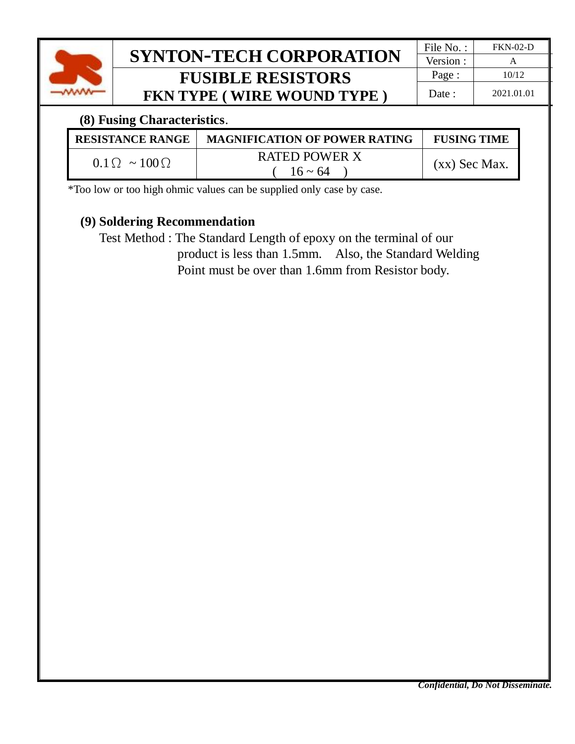## (8) Fusing Characteristics.

| RESISTANCE RANGE | MAGNIFICATION OF POWER RATING | FUSING TIME |
|---|---|---|
| 0.1Ω ~ 100Ω | RATED POWER X ( 16 ~ 64 ) | (xx) Sec Max. |

*Too low or too high ohmic values can be supplied only case by case.

## (9) Soldering Recommendation

Test Method : The Standard Length of epoxy on the terminal of our product is less than 1.5mm. Also, the Standard Welding Point must be over than 1.6mm from Resistor body.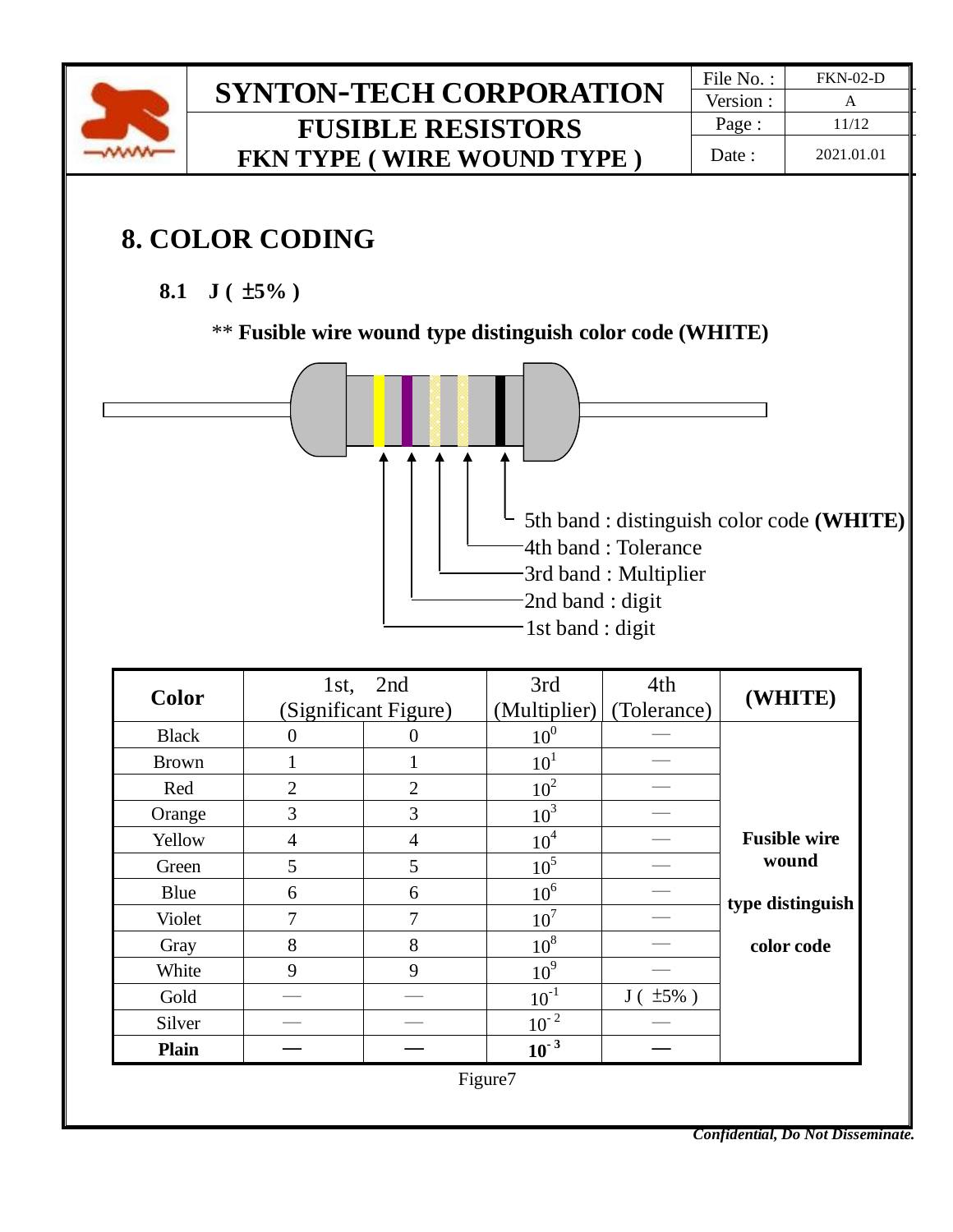# 8. COLOR CODING

## 8.1 J ( ±5% )

** **Fusible wire wound type distinguish color code (WHITE)**

5th band : distinguish color code **(WHITE)**
4th band : Tolerance
3rd band : Multiplier
2nd band : digit
1st band : digit

| Color | 1st, 2nd (Significant Figure) | | 3rd (Multiplier) | 4th (Tolerance) | (WHITE) |
|---|---|---|---|---|---|
| Black | 0 | 0 | $10^{0}$ | — | **Fusible wire wound type distinguish color code** |
| Brown | 1 | 1 | $10^{1}$ | — | |
| Red | 2 | 2 | $10^{2}$ | — | |
| Orange | 3 | 3 | $10^{3}$ | — | |
| Yellow | 4 | 4 | $10^{4}$ | — | |
| Green | 5 | 5 | $10^{5}$ | — | |
| Blue | 6 | 6 | $10^{6}$ | — | |
| Violet | 7 | 7 | $10^{7}$ | — | |
| Gray | 8 | 8 | $10^{8}$ | — | |
| White | 9 | 9 | $10^{9}$ | — | |
| Gold | — | — | $10^{-1}$ | J ( ±5% ) | |
| Silver | — | — | $10^{-2}$ | — | |
| **Plain** | **—** | **—** | $\mathbf{10^{-3}}$ | **—** | |

Figure7

***Confidential, Do Not Disseminate.***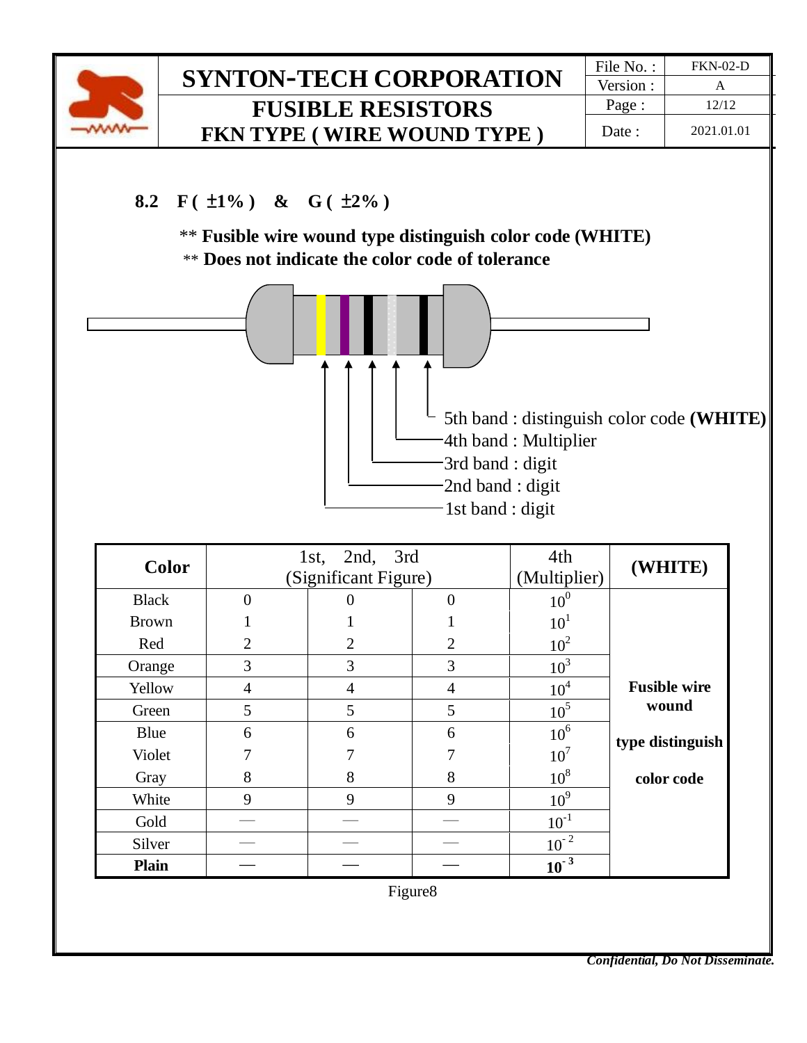## 8.2 F ( ±1% ) & G ( ±2% )

\*\* **Fusible wire wound type distinguish color code (WHITE)**

\*\* **Does not indicate the color code of tolerance**

5th band : distinguish color code **(WHITE)**
4th band : Multiplier
3rd band : digit
2nd band : digit
1st band : digit

| **Color** | 1st, 2nd, 3rd (Significant Figure) | | | 4th (Multiplier) | **(WHITE)** |
|---|---|---|---|---|---|
| Black | 0 | 0 | 0 | $10^0$ | **Fusible wire wound type distinguish color code** |
| Brown | 1 | 1 | 1 | $10^1$ | |
| Red | 2 | 2 | 2 | $10^2$ | |
| Orange | 3 | 3 | 3 | $10^3$ | |
| Yellow | 4 | 4 | 4 | $10^4$ | |
| Green | 5 | 5 | 5 | $10^5$ | |
| Blue | 6 | 6 | 6 | $10^6$ | |
| Violet | 7 | 7 | 7 | $10^7$ | |
| Gray | 8 | 8 | 8 | $10^8$ | |
| White | 9 | 9 | 9 | $10^9$ | |
| Gold | — | — | — | $10^{-1}$ | |
| Silver | — | — | — | $10^{-2}$ | |
| **Plain** | — | — | — | $\mathbf{10^{-3}}$ | |

Figure8

*Confidential, Do Not Disseminate.*